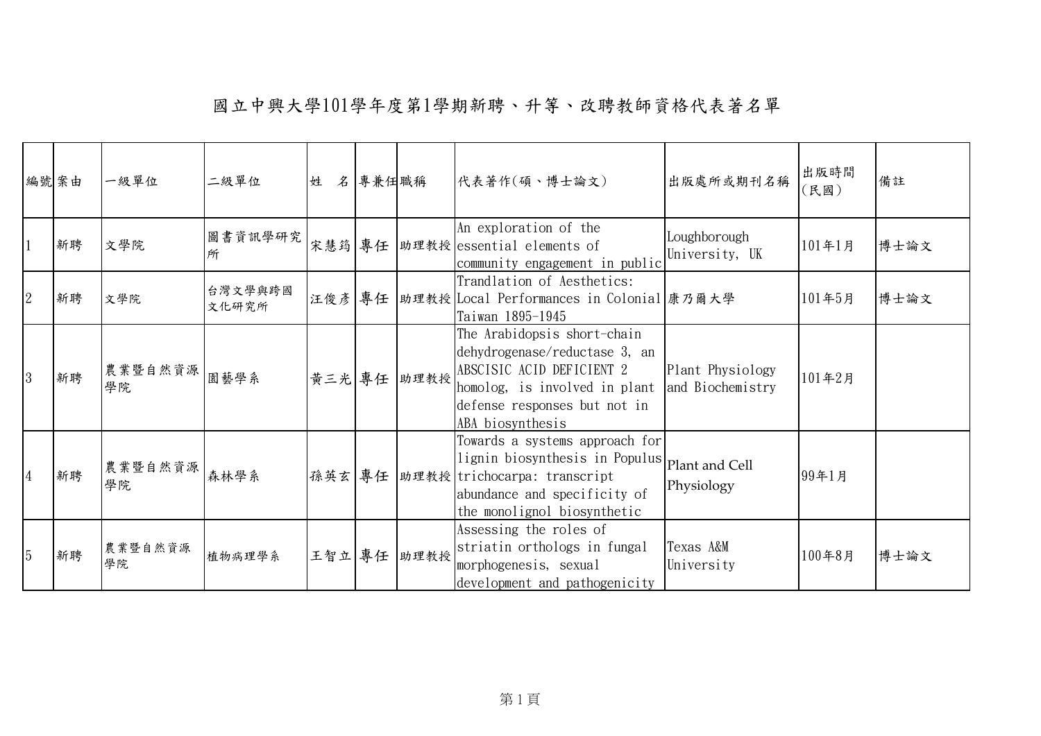# 國立中興大學101學年度第1學期新聘、升等、改聘教師資格代表著名單

| 編號 | 案由 | 一級單位 | 二級單位 | 姓　名 | 專兼任 | 職稱 | 代表著作(碩、博士論文) | 出版處所或期刊名稱 | 出版時間(民國) | 備註 |
|---|---|---|---|---|---|---|---|---|---|---|
| 1 | 新聘 | 文學院 | 圖書資訊學研究所 | 宋慧筠 | 專任 | 助理教授 | An exploration of the essential elements of community engagement in public | Loughborough University, UK | 101年1月 | 博士論文 |
| 2 | 新聘 | 文學院 | 台灣文學與跨國文化研究所 | 汪俊彥 | 專任 | 助理教授 | Trandlation of Aesthetics: Local Performances in Colonial Taiwan 1895-1945 | 康乃爾大學 | 101年5月 | 博士論文 |
| 3 | 新聘 | 農業暨自然資源學院 | 園藝學系 | 黃三光 | 專任 | 助理教授 | The Arabidopsis short-chain dehydrogenase/reductase 3, an ABSCISIC ACID DEFICIENT 2 homolog, is involved in plant defense responses but not in ABA biosynthesis | Plant Physiology and Biochemistry | 101年2月 | |
| 4 | 新聘 | 農業暨自然資源學院 | 森林學系 | 孫英玄 | 專任 | 助理教授 | Towards a systems approach for lignin biosynthesis in Populus trichocarpa: transcript abundance and specificity of the monolignol biosynthetic | Plant and Cell Physiology | 99年1月 | |
| 5 | 新聘 | 農業暨自然資源學院 | 植物病理學系 | 王智立 | 專任 | 助理教授 | Assessing the roles of striatin orthologs in fungal morphogenesis, sexual development and pathogenicity | Texas A&M University | 100年8月 | 博士論文 |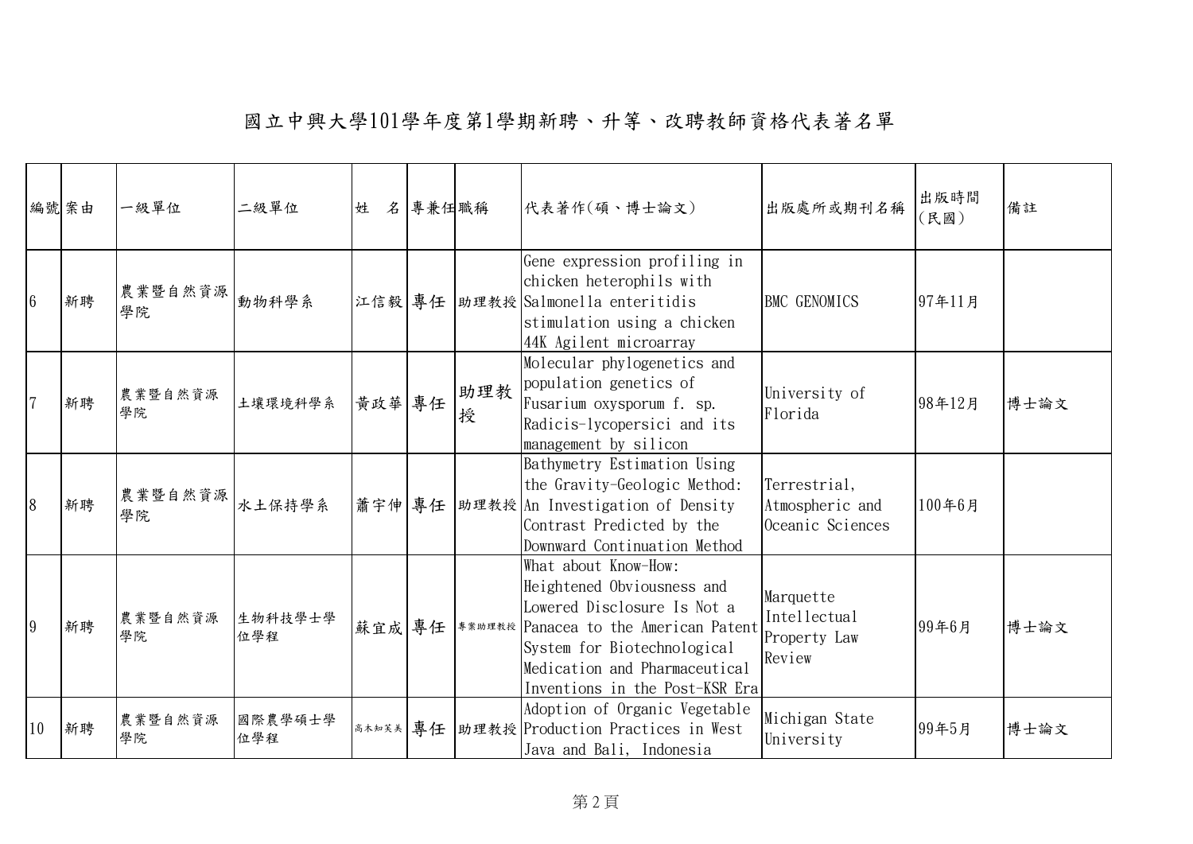# 國立中興大學101學年度第1學期新聘、升等、改聘教師資格代表著名單

| 編號 | 案由 | 一級單位 | 二級單位 | 姓　名 | 專兼任 | 職稱 | 代表著作(碩、博士論文) | 出版處所或期刊名稱 | 出版時間(民國) | 備註 |
|---|---|---|---|---|---|---|---|---|---|---|
| 6 | 新聘 | 農業暨自然資源學院 | 動物科學系 | 江信毅 | 專任 | 助理教授 | Gene expression profiling in chicken heterophils with Salmonella enteritidis stimulation using a chicken 44K Agilent microarray | BMC GENOMICS | 97年11月 | |
| 7 | 新聘 | 農業暨自然資源學院 | 土壤環境科學系 | 黃政華 | 專任 | 助理教授 | Molecular phylogenetics and population genetics of Fusarium oxysporum f. sp. Radicis-lycopersici and its management by silicon | University of Florida | 98年12月 | 博士論文 |
| 8 | 新聘 | 農業暨自然資源學院 | 水土保持學系 | 蕭宇伸 | 專任 | 助理教授 | Bathymetry Estimation Using the Gravity-Geologic Method: An Investigation of Density Contrast Predicted by the Downward Continuation Method | Terrestrial, Atmospheric and Oceanic Sciences | 100年6月 | |
| 9 | 新聘 | 農業暨自然資源學院 | 生物科技學士學位學程 | 蘇宜成 | 專任 | 專案助理教授 | What about Know-How: Heightened Obviousness and Lowered Disclosure Is Not a Panacea to the American Patent System for Biotechnological Medication and Pharmaceutical Inventions in the Post-KSR Era | Marquette Intellectual Property Law Review | 99年6月 | 博士論文 |
| 10 | 新聘 | 農業暨自然資源學院 | 國際農學碩士學位學程 | 高木知笑美 | 專任 | 助理教授 | Adoption of Organic Vegetable Production Practices in West Java and Bali, Indonesia | Michigan State University | 99年5月 | 博士論文 |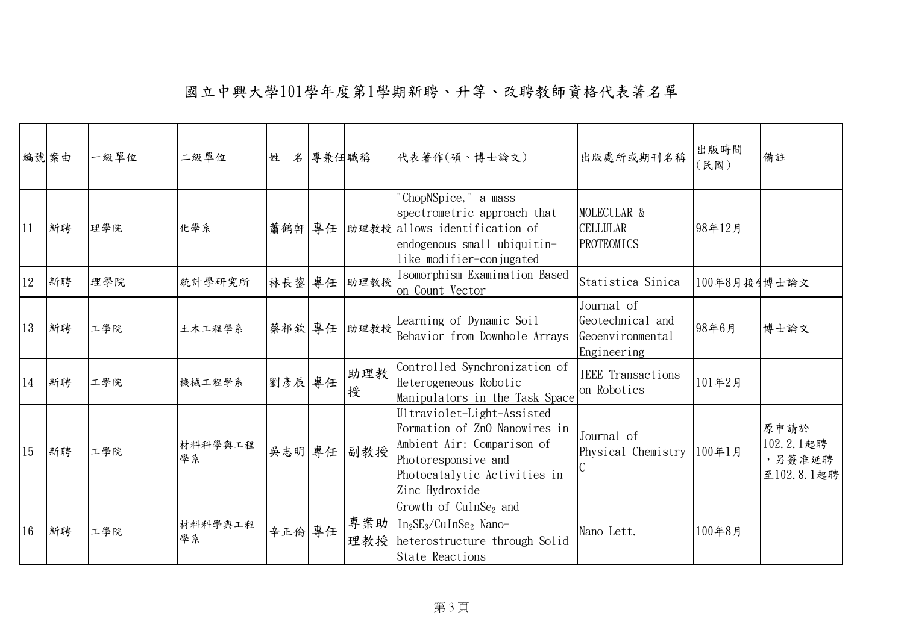# 國立中興大學101學年度第1學期新聘、升等、改聘教師資格代表著名單

| 編號 | 案由 | 一級單位 | 二級單位 | 姓　名 | 專兼任 | 職稱 | 代表著作(碩、博士論文) | 出版處所或期刊名稱 | 出版時間(民國) | 備註 |
|---|---|---|---|---|---|---|---|---|---|---|
| 11 | 新聘 | 理學院 | 化學系 | 蕭鶴軒 | 專任 | 助理教授 | "ChopNSpice," a mass spectrometric approach that allows identification of endogenous small ubiquitin-like modifier-conjugated | MOLECULAR & CELLULAR PROTEOMICS | 98年12月 | |
| 12 | 新聘 | 理學院 | 統計學研究所 | 林長鋆 | 專任 | 助理教授 | Isomorphism Examination Based on Count Vector | Statistica Sinica | 100年8月接受 | 博士論文 |
| 13 | 新聘 | 工學院 | 土木工程學系 | 蔡祁欽 | 專任 | 助理教授 | Learning of Dynamic Soil Behavior from Downhole Arrays | Journal of Geotechnical and Geoenvironmental Engineering | 98年6月 | 博士論文 |
| 14 | 新聘 | 工學院 | 機械工程學系 | 劉彥辰 | 專任 | 助理教授 | Controlled Synchronization of Heterogeneous Robotic Manipulators in the Task Space | IEEE Transactions on Robotics | 101年2月 | |
| 15 | 新聘 | 工學院 | 材料科學與工程學系 | 吳志明 | 專任 | 副教授 | Ultraviolet-Light-Assisted Formation of ZnO Nanowires in Ambient Air: Comparison of Photoresponsive and Photocatalytic Activities in Zinc Hydroxide | Journal of Physical Chemistry C | 100年1月 | 原申請於102.2.1起聘，另簽准延聘至102.8.1起聘 |
| 16 | 新聘 | 工學院 | 材料科學與工程學系 | 辛正倫 | 專任 | 專案助理教授 | Growth of $CuInSe_2$ and $In_2SE_3/CuInSe_2$ Nano-heterostructure through Solid State Reactions | Nano Lett. | 100年8月 | |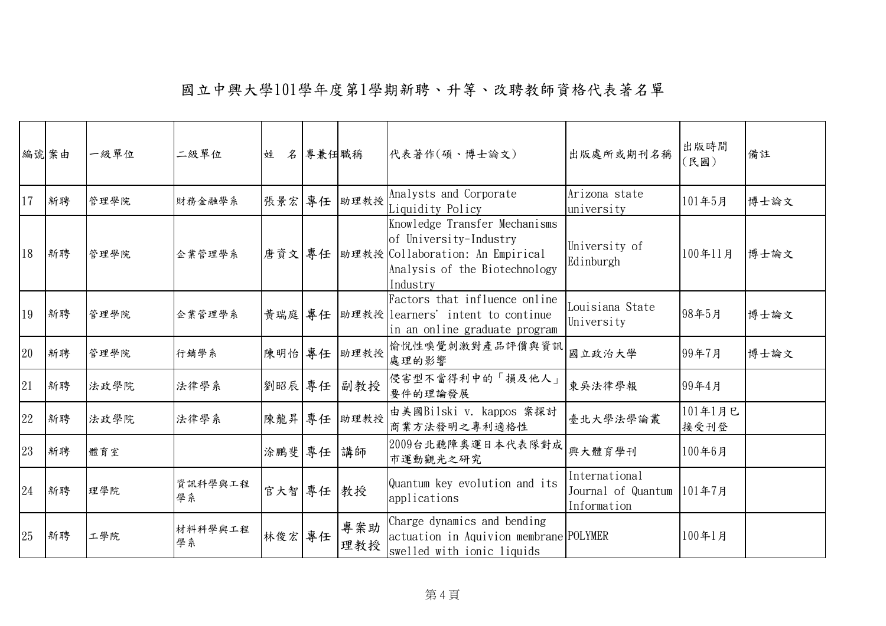# 國立中興大學101學年度第1學期新聘、升等、改聘教師資格代表著名單

| 編號 | 案由 | 一級單位 | 二級單位 | 姓　名 | 專兼任 | 職稱 | 代表著作(碩、博士論文) | 出版處所或期刊名稱 | 出版時間(民國) | 備註 |
|---|---|---|---|---|---|---|---|---|---|---|
| 17 | 新聘 | 管理學院 | 財務金融學系 | 張景宏 | 專任 | 助理教授 | Analysts and Corporate Liquidity Policy | Arizona state university | 101年5月 | 博士論文 |
| 18 | 新聘 | 管理學院 | 企業管理學系 | 唐資文 | 專任 | 助理教授 | Knowledge Transfer Mechanisms of University-Industry Collaboration: An Empirical Analysis of the Biotechnology Industry | University of Edinburgh | 100年11月 | 博士論文 |
| 19 | 新聘 | 管理學院 | 企業管理學系 | 黃瑞庭 | 專任 | 助理教授 | Factors that influence online learners' intent to continue in an online graduate program | Louisiana State University | 98年5月 | 博士論文 |
| 20 | 新聘 | 管理學院 | 行銷學系 | 陳明怡 | 專任 | 助理教授 | 愉悅性嗅覺刺激對產品評價與資訊處理的影響 | 國立政治大學 | 99年7月 | 博士論文 |
| 21 | 新聘 | 法政學院 | 法律學系 | 劉昭辰 | 專任 | 副教授 | 侵害型不當得利中的「損及他人」要件的理論發展 | 東吳法律學報 | 99年4月 | |
| 22 | 新聘 | 法政學院 | 法律學系 | 陳龍昇 | 專任 | 助理教授 | 由美國Bilski v. kappos 案探討商業方法發明之專利適格性 | 臺北大學法學論叢 | 101年1月已接受刊登 | |
| 23 | 新聘 | 體育室 | | 涂鵬斐 | 專任 | 講師 | 2009台北聽障奧運日本代表隊對成市運動觀光之研究 | 興大體育學刊 | 100年6月 | |
| 24 | 新聘 | 理學院 | 資訊科學與工程學系 | 官大智 | 專任 | 教授 | Quantum key evolution and its applications | International Journal of Quantum Information | 101年7月 | |
| 25 | 新聘 | 工學院 | 材料科學與工程學系 | 林俊宏 | 專任 | 專案助理教授 | Charge dynamics and bending actuation in Aquivion membrane swelled with ionic liquids | POLYMER | 100年1月 | |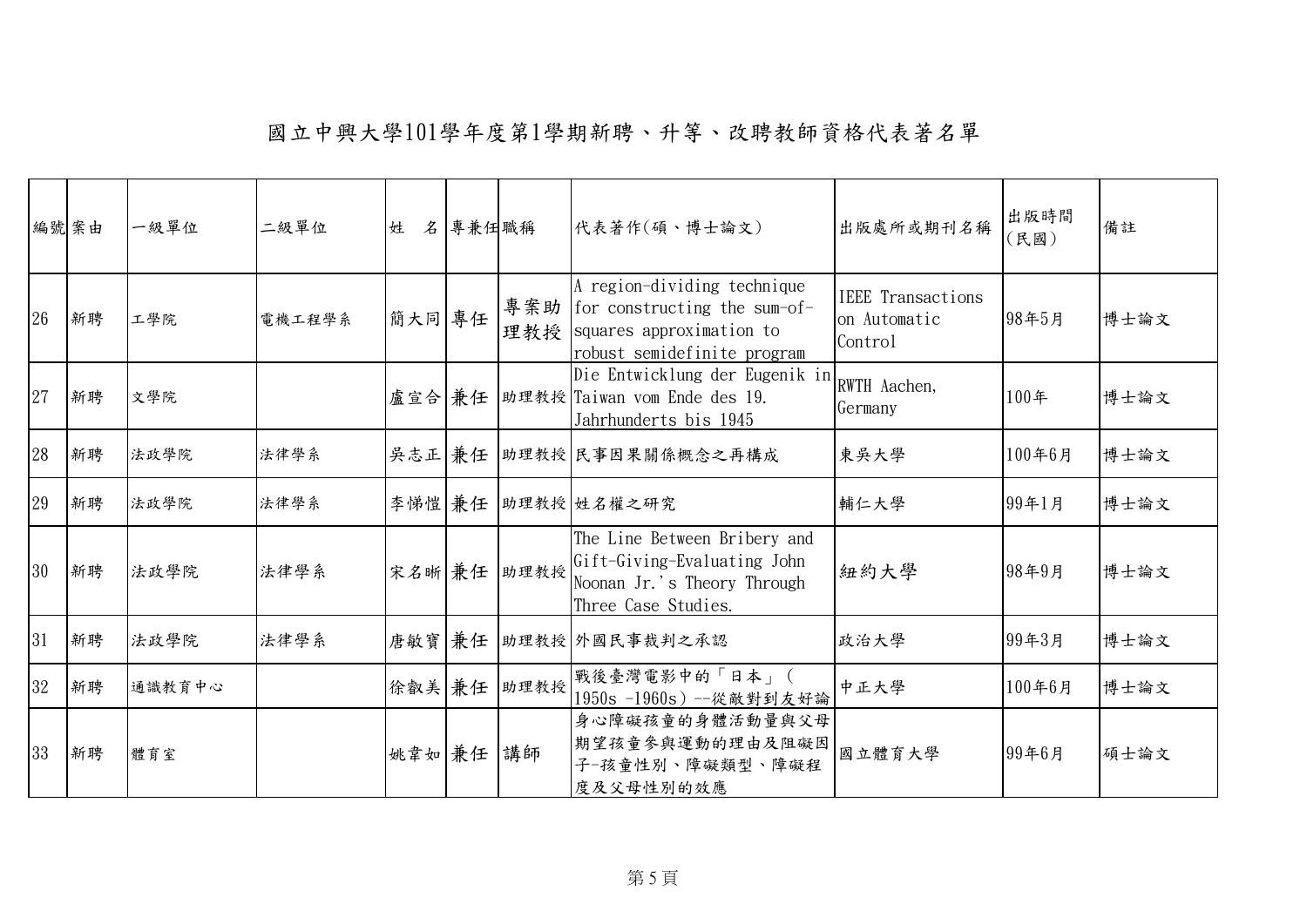# 國立中興大學101學年度第1學期新聘、升等、改聘教師資格代表著名單

| 編號 | 案由 | 一級單位 | 二級單位 | 姓　名 | 專兼任 | 職稱 | 代表著作(碩、博士論文) | 出版處所或期刊名稱 | 出版時間(民國) | 備註 |
|---|---|---|---|---|---|---|---|---|---|---|
| 26 | 新聘 | 工學院 | 電機工程學系 | 簡大同 | 專任 | 專案助理教授 | A region-dividing technique for constructing the sum-of-squares approximation to robust semidefinite program | IEEE Transactions on Automatic Control | 98年5月 | 博士論文 |
| 27 | 新聘 | 文學院 | | 盧宣合 | 兼任 | 助理教授 | Die Entwicklung der Eugenik in Taiwan vom Ende des 19. Jahrhunderts bis 1945 | RWTH Aachen, Germany | 100年 | 博士論文 |
| 28 | 新聘 | 法政學院 | 法律學系 | 吳志正 | 兼任 | 助理教授 | 民事因果關係概念之再構成 | 東吳大學 | 100年6月 | 博士論文 |
| 29 | 新聘 | 法政學院 | 法律學系 | 李悌愷 | 兼任 | 助理教授 | 姓名權之研究 | 輔仁大學 | 99年1月 | 博士論文 |
| 30 | 新聘 | 法政學院 | 法律學系 | 宋名晰 | 兼任 | 助理教授 | The Line Between Bribery and Gift-Giving-Evaluating John Noonan Jr.'s Theory Through Three Case Studies. | 紐約大學 | 98年9月 | 博士論文 |
| 31 | 新聘 | 法政學院 | 法律學系 | 唐敏寶 | 兼任 | 助理教授 | 外國民事裁判之承認 | 政治大學 | 99年3月 | 博士論文 |
| 32 | 新聘 | 通識教育中心 | | 徐叡美 | 兼任 | 助理教授 | 戰後臺灣電影中的「日本」(1950s -1960s)--從敵對到友好論 | 中正大學 | 100年6月 | 博士論文 |
| 33 | 新聘 | 體育室 | | 姚韋如 | 兼任 | 講師 | 身心障礙孩童的身體活動量與父母期望孩童參與運動的理由及阻礙因子-孩童性別、障礙類型、障礙程度及父母性別的效應 | 國立體育大學 | 99年6月 | 碩士論文 |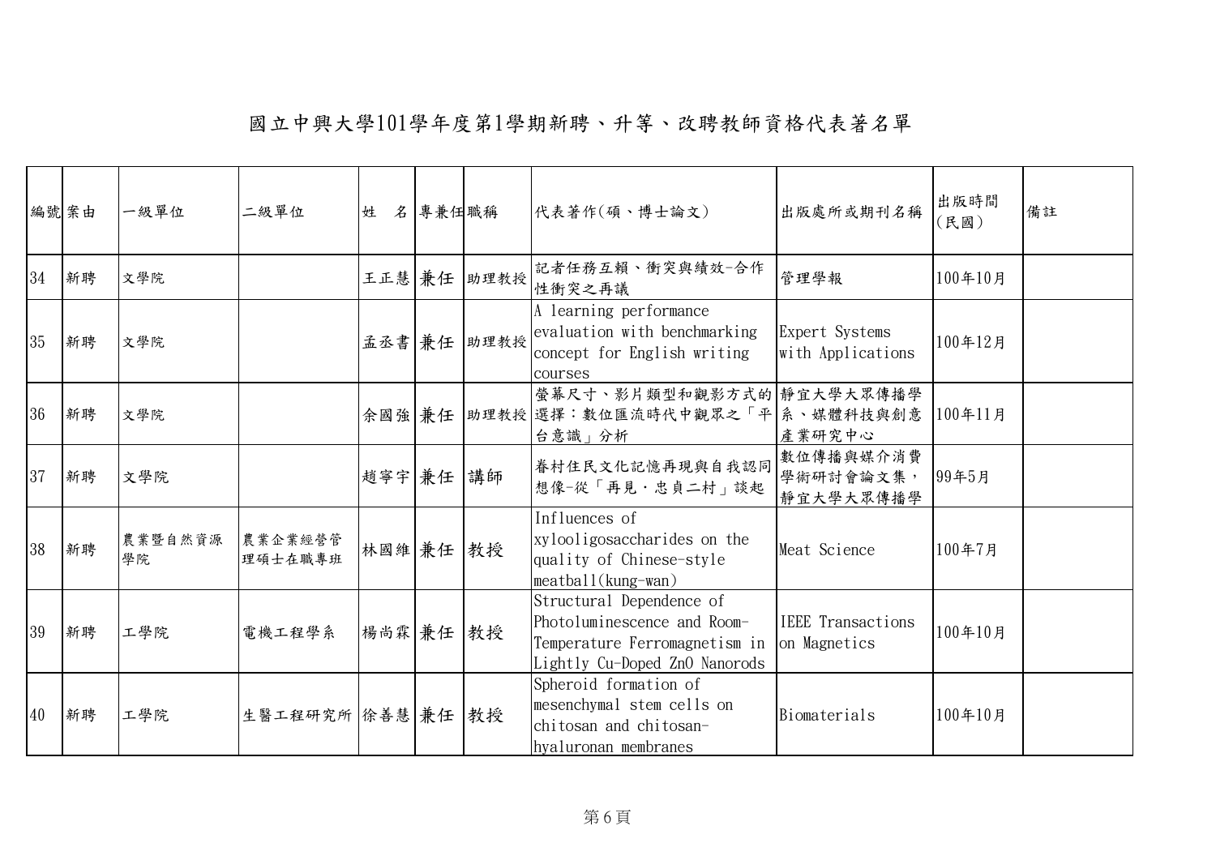# 國立中興大學101學年度第1學期新聘、升等、改聘教師資格代表著名單

| 編號 | 案由 | 一級單位 | 二級單位 | 姓　名 | 專兼任 | 職稱 | 代表著作(碩、博士論文) | 出版處所或期刊名稱 | 出版時間(民國) | 備註 |
|---|---|---|---|---|---|---|---|---|---|---|
| 34 | 新聘 | 文學院 | | 王正慧 | 兼任 | 助理教授 | 記者任務互賴、衝突與績效-合作性衝突之再議 | 管理學報 | 100年10月 | |
| 35 | 新聘 | 文學院 | | 孟丞書 | 兼任 | 助理教授 | A learning performance evaluation with benchmarking concept for English writing courses | Expert Systems with Applications | 100年12月 | |
| 36 | 新聘 | 文學院 | | 余國強 | 兼任 | 助理教授 | 螢幕尺寸、影片類型和觀影方式的選擇：數位匯流時代中觀眾之「平台意識」分析 | 靜宜大學大眾傳播學系、媒體科技與創意產業研究中心 | 100年11月 | |
| 37 | 新聘 | 文學院 | | 趙寧宇 | 兼任 | 講師 | 眷村住民文化記憶再現與自我認同想像-從「再見・忠貞二村」談起 | 數位傳播與媒介消費學術研討會論文集，靜宜大學大眾傳播學 | 99年5月 | |
| 38 | 新聘 | 農業暨自然資源學院 | 農業企業經營管理碩士在職專班 | 林國維 | 兼任 | 教授 | Influences of xylooligosaccharides on the quality of Chinese-style meatball(kung-wan) | Meat Science | 100年7月 | |
| 39 | 新聘 | 工學院 | 電機工程學系 | 楊尚霖 | 兼任 | 教授 | Structural Dependence of Photoluminescence and Room-Temperature Ferromagnetism in Lightly Cu-Doped ZnO Nanorods | IEEE Transactions on Magnetics | 100年10月 | |
| 40 | 新聘 | 工學院 | 生醫工程研究所 | 徐善慧 | 兼任 | 教授 | Spheroid formation of mesenchymal stem cells on chitosan and chitosan-hyaluronan membranes | Biomaterials | 100年10月 | |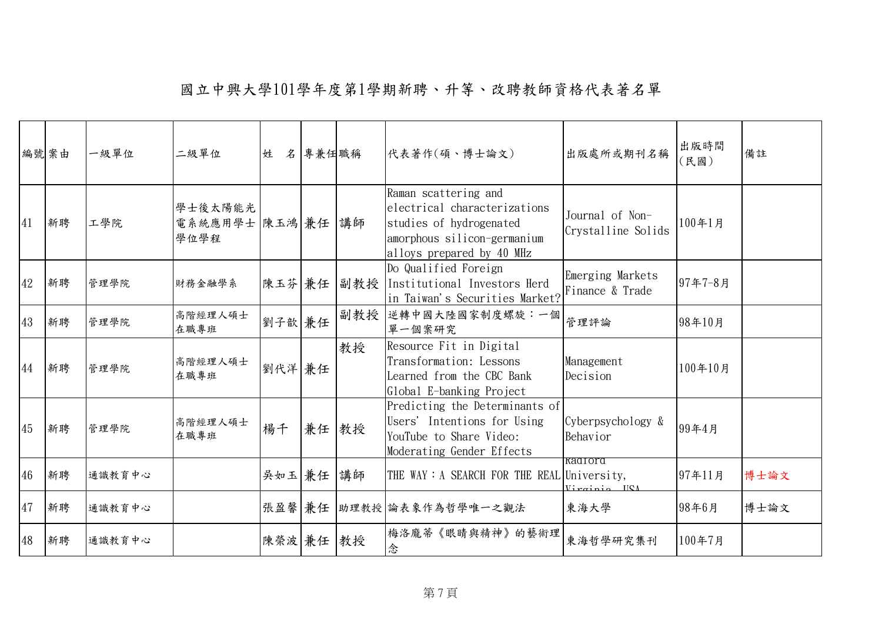# 國立中興大學101學年度第1學期新聘、升等、改聘教師資格代表著名單

| 編號 | 案由 | 一級單位 | 二級單位 | 姓　名 | 專兼任 | 職稱 | 代表著作(碩、博士論文) | 出版處所或期刊名稱 | 出版時間(民國) | 備註 |
|---|---|---|---|---|---|---|---|---|---|---|
| 41 | 新聘 | 工學院 | 學士後太陽能光電系統應用學士學位學程 | 陳玉鴻 | 兼任 | 講師 | Raman scattering and electrical characterizations studies of hydrogenated amorphous silicon-germanium alloys prepared by 40 MHz | Journal of Non-Crystalline Solids | 100年1月 | |
| 42 | 新聘 | 管理學院 | 財務金融學系 | 陳玉芬 | 兼任 | 副教授 | Do Qualified Foreign Institutional Investors Herd in Taiwan's Securities Market? | Emerging Markets Finance & Trade | 97年7-8月 | |
| 43 | 新聘 | 管理學院 | 高階經理人碩士在職專班 | 劉子歆 | 兼任 | 副教授 | 逆轉中國大陸國家制度螺旋：一個單一個案研究 | 管理評論 | 98年10月 | |
| 44 | 新聘 | 管理學院 | 高階經理人碩士在職專班 | 劉代洋 | 兼任 | 教授 | Resource Fit in Digital Transformation: Lessons Learned from the CBC Bank Global E-banking Project | Management Decision | 100年10月 | |
| 45 | 新聘 | 管理學院 | 高階經理人碩士在職專班 | 楊千 | 兼任 | 教授 | Predicting the Determinants of Users' Intentions for Using YouTube to Share Video: Moderating Gender Effects | Cyberpsychology & Behavior | 99年4月 | |
| 46 | 新聘 | 通識教育中心 | | 吳如玉 | 兼任 | 講師 | THE WAY：A SEARCH FOR THE REAL | Radford University, Virginia, USA | 97年11月 | 博士論文 |
| 47 | 新聘 | 通識教育中心 | | 張盈馨 | 兼任 | 助理教授 | 論表象作為哲學唯一之觀法 | 東海大學 | 98年6月 | 博士論文 |
| 48 | 新聘 | 通識教育中心 | | 陳榮波 | 兼任 | 教授 | 梅洛龐蒂《眼睛與精神》的藝術理念 | 東海哲學研究集刊 | 100年7月 | |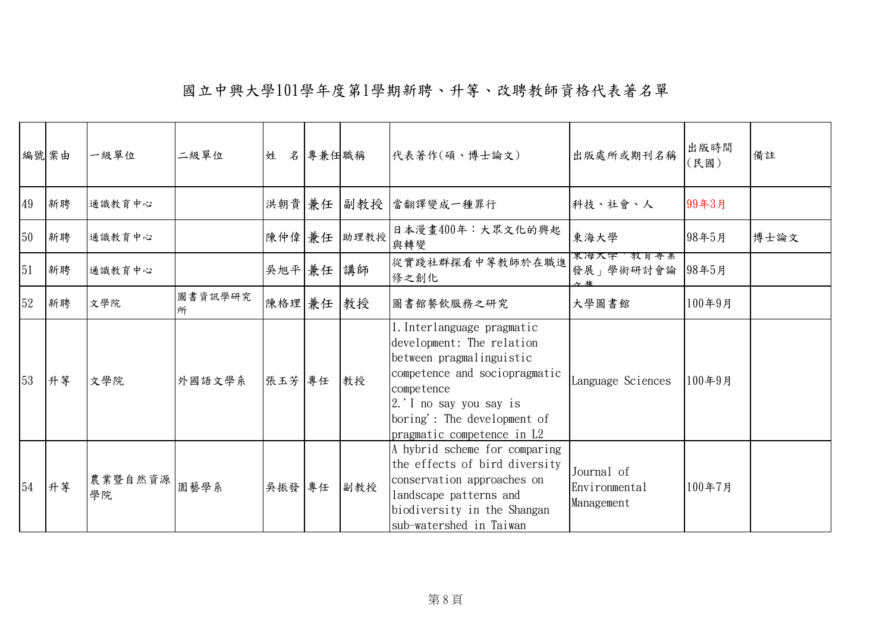# 國立中興大學101學年度第1學期新聘、升等、改聘教師資格代表著名單

| 編號 | 案由 | 一級單位 | 二級單位 | 姓　名 | 專兼任 | 職稱 | 代表著作(碩、博士論文) | 出版處所或期刊名稱 | 出版時間(民國) | 備註 |
|---|---|---|---|---|---|---|---|---|---|---|
| 49 | 新聘 | 通識教育中心 | | 洪朝貴 | 兼任 | 副教授 | 當翻譯變成一種罪行 | 科技、社會、人 | 99年3月 | |
| 50 | 新聘 | 通識教育中心 | | 陳仲偉 | 兼任 | 助理教授 | 日本漫畫400年：大眾文化的興起與轉變 | 東海大學 | 98年5月 | 博士論文 |
| 51 | 新聘 | 通識教育中心 | | 吳旭平 | 兼任 | 講師 | 從實踐社群探看中等教師於在職進修之創化 | 東海大學「教育專業發展」學術研討會論文集 | 98年5月 | |
| 52 | 新聘 | 文學院 | 圖書資訊學研究所 | 陳格理 | 兼任 | 教授 | 圖書館餐飲服務之研究 | 大學圖書館 | 100年9月 | |
| 53 | 升等 | 文學院 | 外國語文學系 | 張玉芳 | 專任 | 教授 | 1. Interlanguage pragmatic development: The relation between pragmalinguistic competence and sociopragmatic competence<br>2.'I no say you say is boring': The development of pragmatic competence in L2 | Language Sciences | 100年9月 | |
| 54 | 升等 | 農業暨自然資源學院 | 園藝學系 | 吳振發 | 專任 | 副教授 | A hybrid scheme for comparing the effects of bird diversity conservation approaches on landscape patterns and biodiversity in the Shangan sub-watershed in Taiwan | Journal of Environmental Management | 100年7月 | |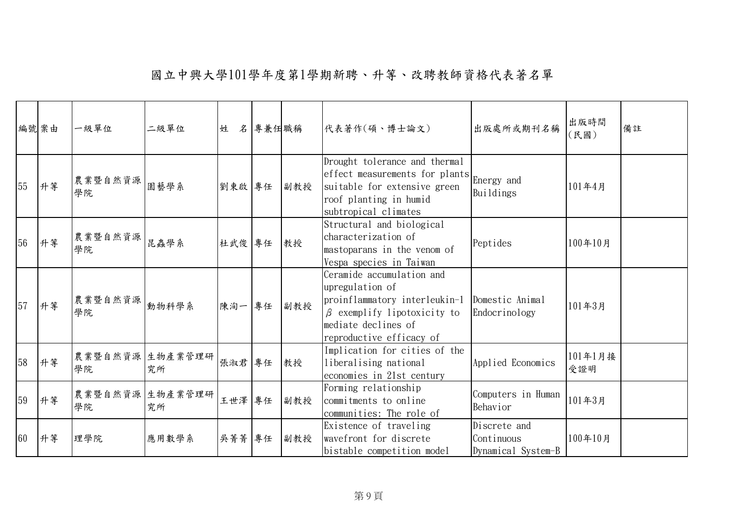# 國立中興大學101學年度第1學期新聘、升等、改聘教師資格代表著名單

| 編號 | 案由 | 一級單位 | 二級單位 | 姓　名 | 專兼任 | 職稱 | 代表著作(碩、博士論文) | 出版處所或期刊名稱 | 出版時間(民國) | 備註 |
|---|---|---|---|---|---|---|---|---|---|---|
| 55 | 升等 | 農業暨自然資源學院 | 園藝學系 | 劉東啟 | 專任 | 副教授 | Drought tolerance and thermal effect measurements for plants suitable for extensive green roof planting in humid subtropical climates | Energy and Buildings | 101年4月 | |
| 56 | 升等 | 農業暨自然資源學院 | 昆蟲學系 | 杜武俊 | 專任 | 教授 | Structural and biological characterization of mastoparans in the venom of Vespa species in Taiwan | Peptides | 100年10月 | |
| 57 | 升等 | 農業暨自然資源學院 | 動物科學系 | 陳洵一 | 專任 | 副教授 | Ceramide accumulation and upregulation of proinflammatory interleukin-1 $\beta$ exemplify lipotoxicity to mediate declines of reproductive efficacy of | Domestic Animal Endocrinology | 101年3月 | |
| 58 | 升等 | 農業暨自然資源學院 | 生物產業管理研究所 | 張淑君 | 專任 | 教授 | Implication for cities of the liberalising national economies in 21st century | Applied Economics | 101年1月接受證明 | |
| 59 | 升等 | 農業暨自然資源學院 | 生物產業管理研究所 | 王世澤 | 專任 | 副教授 | Forming relationship commitments to online communities: The role of | Computers in Human Behavior | 101年3月 | |
| 60 | 升等 | 理學院 | 應用數學系 | 吳菁菁 | 專任 | 副教授 | Existence of traveling wavefront for discrete bistable competition model | Discrete and Continuous Dynamical System-B | 100年10月 | |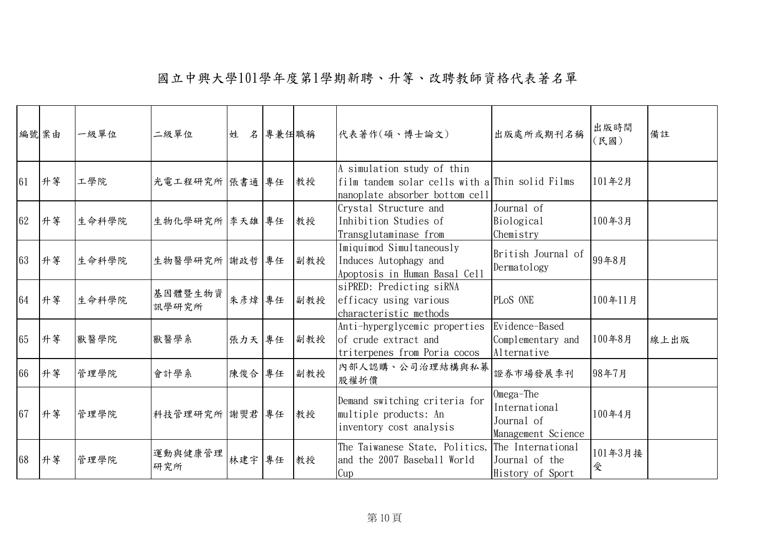# 國立中興大學101學年度第1學期新聘、升等、改聘教師資格代表著名單

| 編號 | 案由 | 一級單位 | 二級單位 | 姓　名 | 專兼任 | 職稱 | 代表著作(碩、博士論文) | 出版處所或期刊名稱 | 出版時間(民國) | 備註 |
|---|---|---|---|---|---|---|---|---|---|---|
| 61 | 升等 | 工學院 | 光電工程研究所 | 張書通 | 專任 | 教授 | A simulation study of thin film tandem solar cells with a nanoplate absorber bottom cell | Thin solid Films | 101年2月 | |
| 62 | 升等 | 生命科學院 | 生物化學研究所 | 李天雄 | 專任 | 教授 | Crystal Structure and Inhibition Studies of Transglutaminase from | Journal of Biological Chemistry | 100年3月 | |
| 63 | 升等 | 生命科學院 | 生物醫學研究所 | 謝政哲 | 專任 | 副教授 | Imiquimod Simultaneously Induces Autophagy and Apoptosis in Human Basal Cell | British Journal of Dermatology | 99年8月 | |
| 64 | 升等 | 生命科學院 | 基因體暨生物資訊學研究所 | 朱彥煒 | 專任 | 副教授 | siPRED: Predicting siRNA efficacy using various characteristic methods | PLoS ONE | 100年11月 | |
| 65 | 升等 | 獸醫學院 | 獸醫學系 | 張力天 | 專任 | 副教授 | Anti-hyperglycemic properties of crude extract and triterpenes from Poria cocos | Evidence-Based Complementary and Alternative | 100年8月 | 線上出版 |
| 66 | 升等 | 管理學院 | 會計學系 | 陳俊合 | 專任 | 副教授 | 內部人認購、公司治理結構與私募股權折價 | 證券市場發展季刊 | 98年7月 | |
| 67 | 升等 | 管理學院 | 科技管理研究所 | 謝熒君 | 專任 | 教授 | Demand switching criteria for multiple products: An inventory cost analysis | Omega-The International Journal of Management Science | 100年4月 | |
| 68 | 升等 | 管理學院 | 運動與健康管理研究所 | 林建宇 | 專任 | 教授 | The Taiwanese State, Politics, and the 2007 Baseball World Cup | The International Journal of the History of Sport | 101年3月接受 | |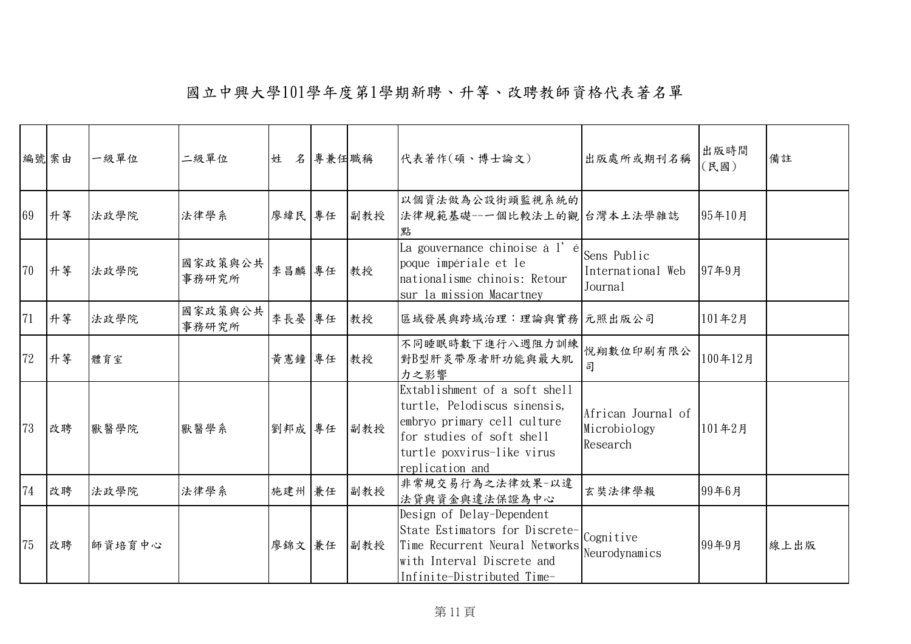# 國立中興大學101學年度第1學期新聘、升等、改聘教師資格代表著名單

| 編號 | 案由 | 一級單位 | 二級單位 | 姓　名 | 專兼任 | 職稱 | 代表著作(碩、博士論文) | 出版處所或期刊名稱 | 出版時間(民國) | 備註 |
|---|---|---|---|---|---|---|---|---|---|---|
| 69 | 升等 | 法政學院 | 法律學系 | 廖緯民 | 專任 | 副教授 | 以個資法做為公設街頭監視系統的法律規範基礎--一個比較法上的觀點 | 台灣本土法學雜誌 | 95年10月 | |
| 70 | 升等 | 法政學院 | 國家政策與公共事務研究所 | 李昌麟 | 專任 | 教授 | La gouvernance chinoise à l'époque impériale et le nationalisme chinois: Retour sur la mission Macartney | Sens Public International Web Journal | 97年9月 | |
| 71 | 升等 | 法政學院 | 國家政策與公共事務研究所 | 李長晏 | 專任 | 教授 | 區域發展與跨域治理：理論與實務 | 元照出版公司 | 101年2月 | |
| 72 | 升等 | 體育室 | | 黃憲鐘 | 專任 | 教授 | 不同睡眠時數下進行八週阻力訓練對B型肝炎帶原者肝功能與最大肌力之影響 | 悅翔數位印刷有限公司 | 100年12月 | |
| 73 | 改聘 | 獸醫學院 | 獸醫學系 | 劉邦成 | 專任 | 副教授 | Extablishment of a soft shell turtle, Pelodiscus sinensis, embryo primary cell culture for studies of soft shell turtle poxvirus-like virus replication and | African Journal of Microbiology Research | 101年2月 | |
| 74 | 改聘 | 法政學院 | 法律學系 | 施建州 | 兼任 | 副教授 | 非常規交易行為之法律效果-以違法貸與資金與違法保證為中心 | 玄奘法律學報 | 99年6月 | |
| 75 | 改聘 | 師資培育中心 | | 廖錦文 | 兼任 | 副教授 | Design of Delay-Dependent State Estimators for Discrete-Time Recurrent Neural Networks with Interval Discrete and Infinite-Distributed Time- | Cognitive Neurodynamics | 99年9月 | 線上出版 |